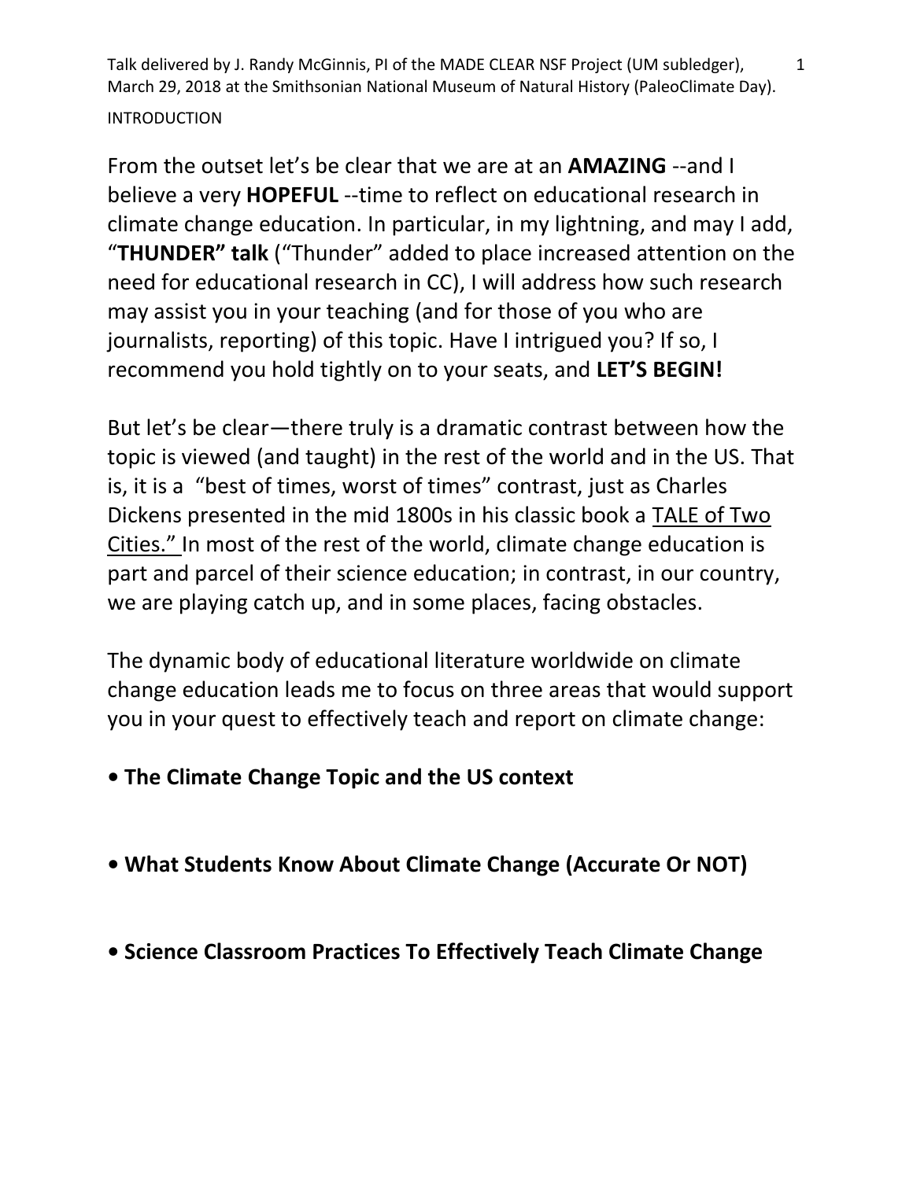Talk delivered by J. Randy McGinnis, PI of the MADE CLEAR NSF Project (UM subledger), March 29, 2018 at the Smithsonian National Museum of Natural History (PaleoClimate Day).

INTRODUCTION

From the outset let's be clear that we are at an **AMAZING** --and I believe a very **HOPEFUL** --time to reflect on educational research in climate change education. In particular, in my lightning, and may I add, "**THUNDER" talk** ("Thunder" added to place increased attention on the need for educational research in CC), I will address how such research may assist you in your teaching (and for those of you who are journalists, reporting) of this topic. Have I intrigued you? If so, I recommend you hold tightly on to your seats, and **LET'S BEGIN!**

But let's be clear—there truly is a dramatic contrast between how the topic is viewed (and taught) in the rest of the world and in the US. That is, it is a "best of times, worst of times" contrast, just as Charles Dickens presented in the mid 1800s in his classic book a <u>TALE of Two Cities."</u> In most of the rest of the world, climate change education is part and parcel of their science education; in contrast, in our country, we are playing catch up, and in some places, facing obstacles.

The dynamic body of educational literature worldwide on climate change education leads me to focus on three areas that would support you in your quest to effectively teach and report on climate change:

- **The Climate Change Topic and the US context**

- **What Students Know About Climate Change (Accurate Or NOT)**

- **Science Classroom Practices To Effectively Teach Climate Change**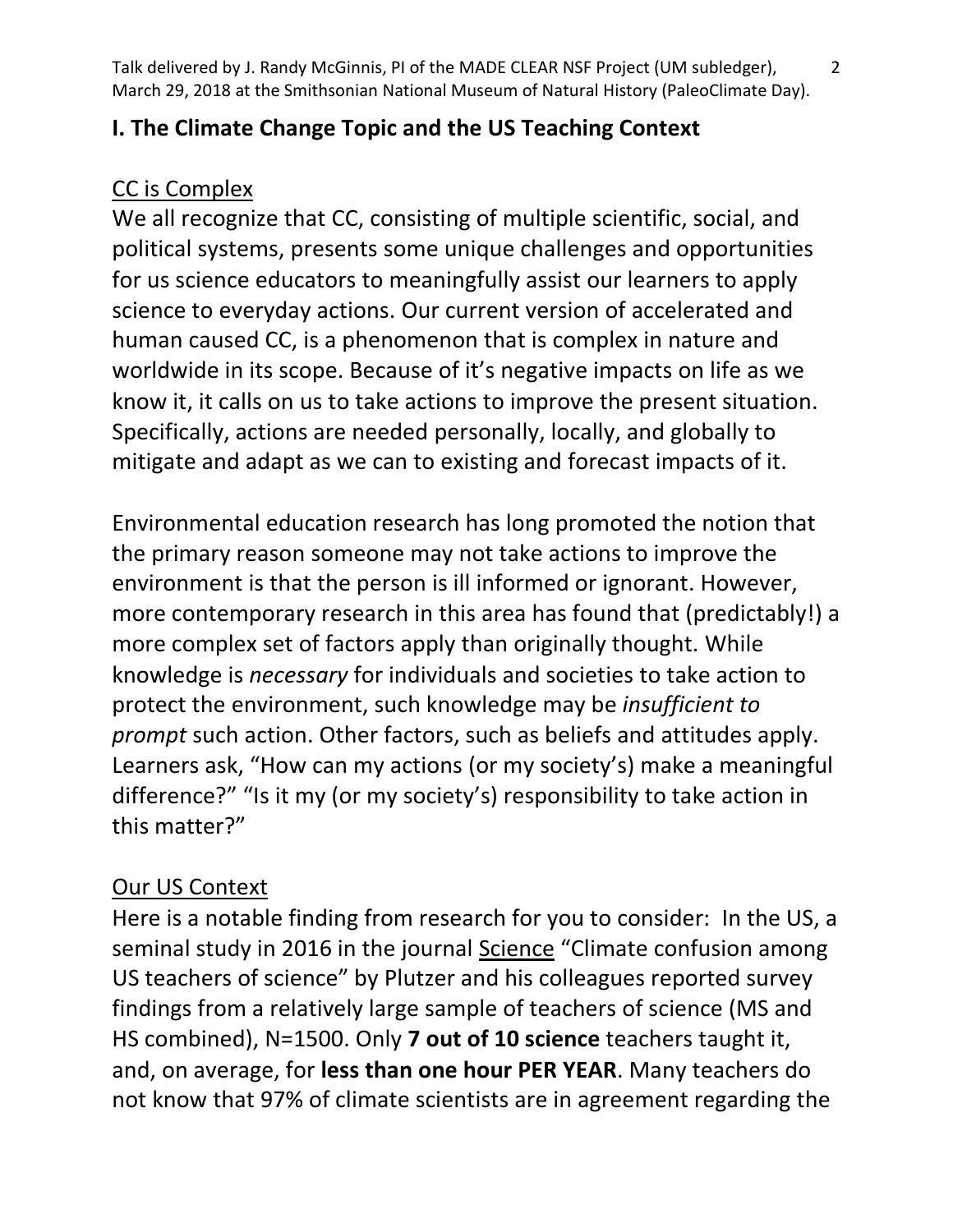## I. The Climate Change Topic and the US Teaching Context

CC is Complex

We all recognize that CC, consisting of multiple scientific, social, and political systems, presents some unique challenges and opportunities for us science educators to meaningfully assist our learners to apply science to everyday actions. Our current version of accelerated and human caused CC, is a phenomenon that is complex in nature and worldwide in its scope. Because of it's negative impacts on life as we know it, it calls on us to take actions to improve the present situation. Specifically, actions are needed personally, locally, and globally to mitigate and adapt as we can to existing and forecast impacts of it.

Environmental education research has long promoted the notion that the primary reason someone may not take actions to improve the environment is that the person is ill informed or ignorant. However, more contemporary research in this area has found that (predictably!) a more complex set of factors apply than originally thought. While knowledge is *necessary* for individuals and societies to take action to protect the environment, such knowledge may be *insufficient to prompt* such action. Other factors, such as beliefs and attitudes apply. Learners ask, "How can my actions (or my society's) make a meaningful difference?" "Is it my (or my society's) responsibility to take action in this matter?"

Our US Context

Here is a notable finding from research for you to consider: In the US, a seminal study in 2016 in the journal Science "Climate confusion among US teachers of science" by Plutzer and his colleagues reported survey findings from a relatively large sample of teachers of science (MS and HS combined), N=1500. Only **7 out of 10 science** teachers taught it, and, on average, for **less than one hour PER YEAR**. Many teachers do not know that 97% of climate scientists are in agreement regarding the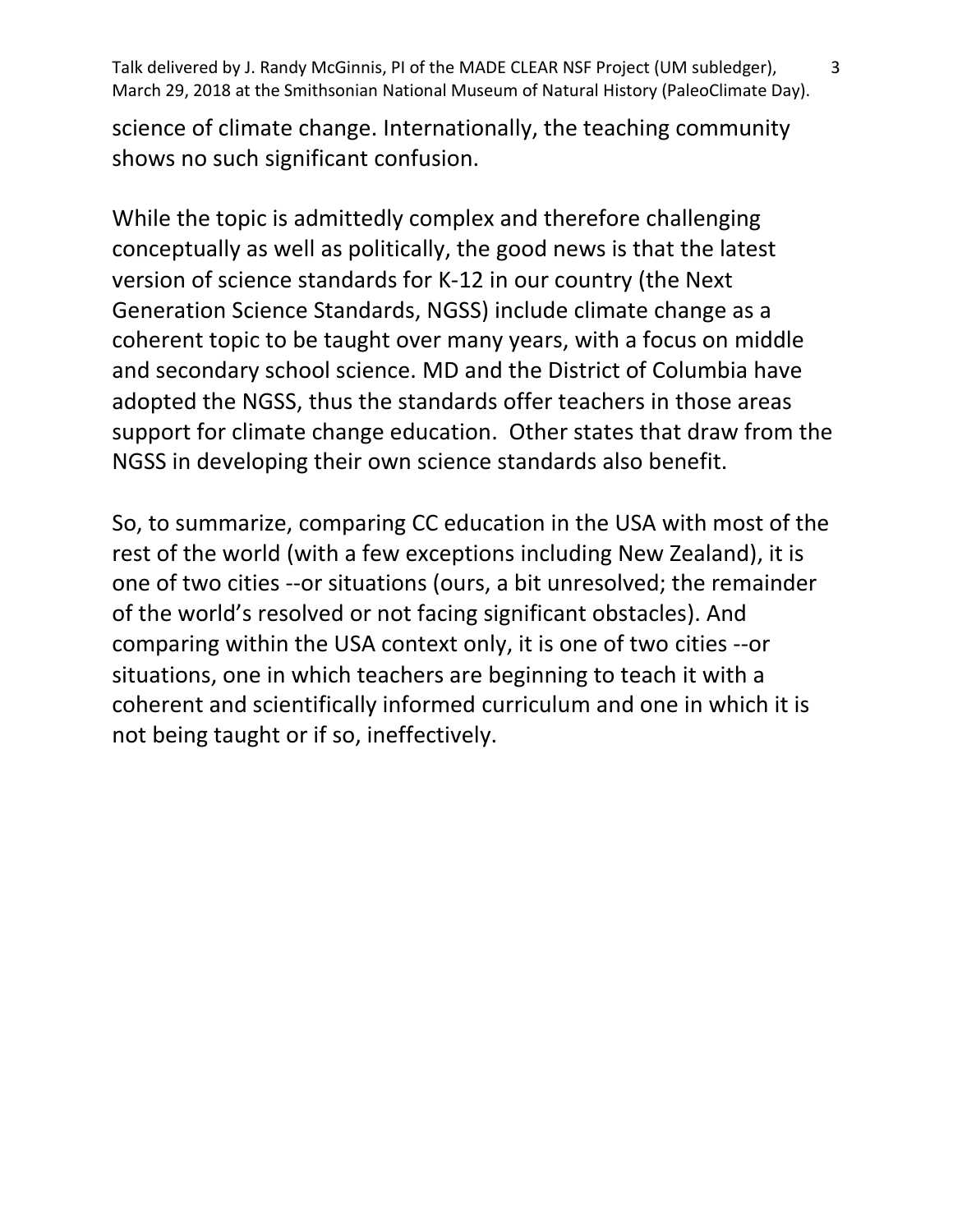science of climate change. Internationally, the teaching community shows no such significant confusion.

While the topic is admittedly complex and therefore challenging conceptually as well as politically, the good news is that the latest version of science standards for K-12 in our country (the Next Generation Science Standards, NGSS) include climate change as a coherent topic to be taught over many years, with a focus on middle and secondary school science. MD and the District of Columbia have adopted the NGSS, thus the standards offer teachers in those areas support for climate change education. Other states that draw from the NGSS in developing their own science standards also benefit.

So, to summarize, comparing CC education in the USA with most of the rest of the world (with a few exceptions including New Zealand), it is one of two cities --or situations (ours, a bit unresolved; the remainder of the world's resolved or not facing significant obstacles). And comparing within the USA context only, it is one of two cities --or situations, one in which teachers are beginning to teach it with a coherent and scientifically informed curriculum and one in which it is not being taught or if so, ineffectively.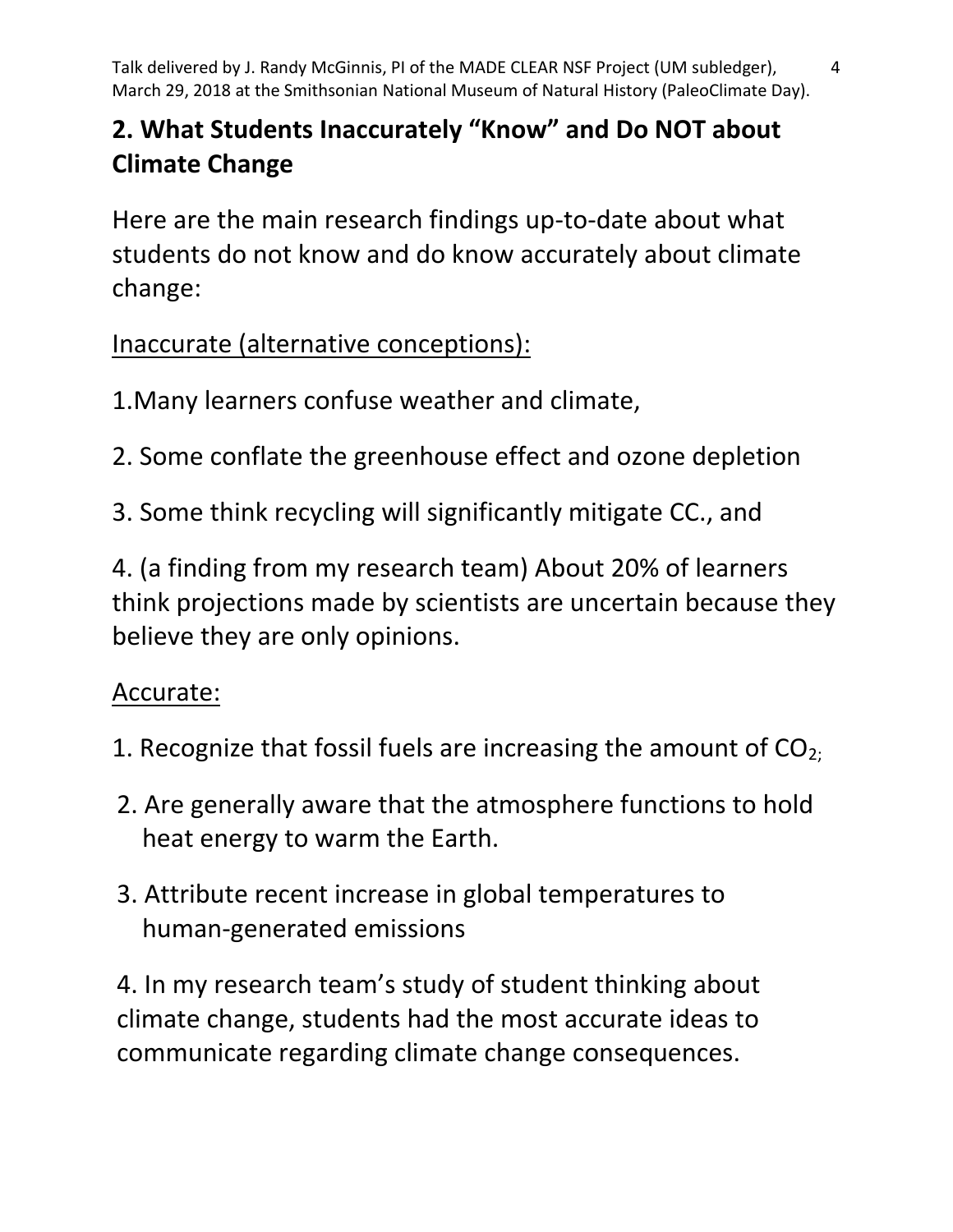## 2. What Students Inaccurately "Know" and Do NOT about Climate Change

Here are the main research findings up-to-date about what students do not know and do know accurately about climate change:

Inaccurate (alternative conceptions):

1.Many learners confuse weather and climate,

2. Some conflate the greenhouse effect and ozone depletion

3. Some think recycling will significantly mitigate CC., and

4. (a finding from my research team) About 20% of learners think projections made by scientists are uncertain because they believe they are only opinions.

Accurate:

1. Recognize that fossil fuels are increasing the amount of $CO_2$;

2. Are generally aware that the atmosphere functions to hold heat energy to warm the Earth.

3. Attribute recent increase in global temperatures to human-generated emissions

4. In my research team's study of student thinking about climate change, students had the most accurate ideas to communicate regarding climate change consequences.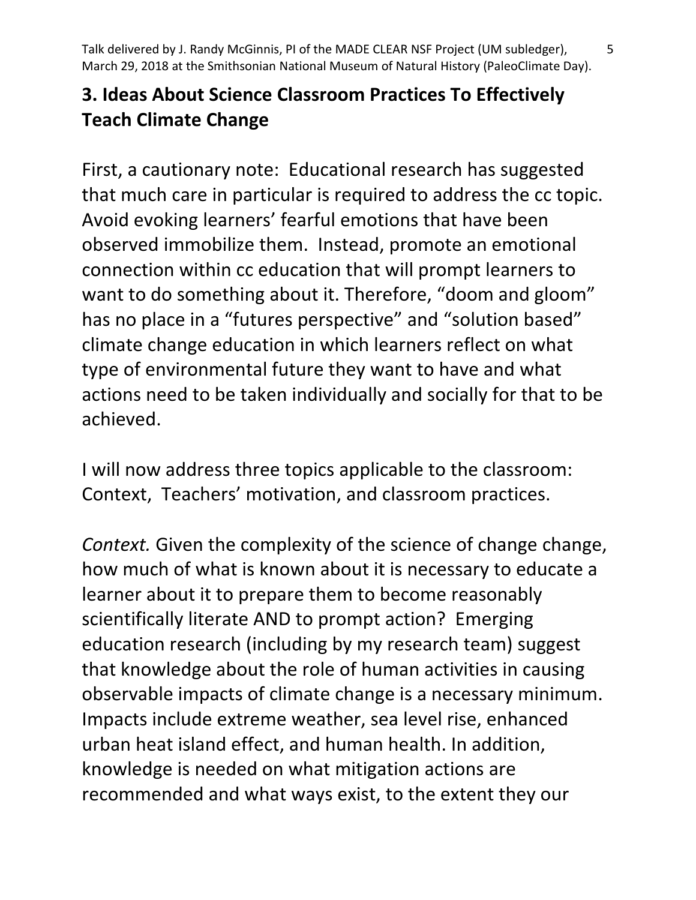## 3. Ideas About Science Classroom Practices To Effectively Teach Climate Change

First, a cautionary note: Educational research has suggested that much care in particular is required to address the cc topic. Avoid evoking learners' fearful emotions that have been observed immobilize them. Instead, promote an emotional connection within cc education that will prompt learners to want to do something about it. Therefore, "doom and gloom" has no place in a "futures perspective" and "solution based" climate change education in which learners reflect on what type of environmental future they want to have and what actions need to be taken individually and socially for that to be achieved.

I will now address three topics applicable to the classroom: Context, Teachers' motivation, and classroom practices.

*Context.* Given the complexity of the science of change change, how much of what is known about it is necessary to educate a learner about it to prepare them to become reasonably scientifically literate AND to prompt action? Emerging education research (including by my research team) suggest that knowledge about the role of human activities in causing observable impacts of climate change is a necessary minimum. Impacts include extreme weather, sea level rise, enhanced urban heat island effect, and human health. In addition, knowledge is needed on what mitigation actions are recommended and what ways exist, to the extent they our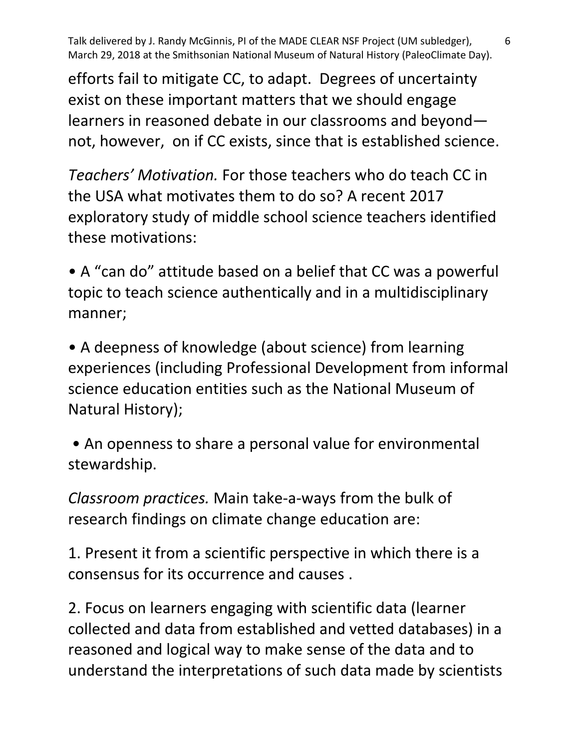efforts fail to mitigate CC, to adapt. Degrees of uncertainty exist on these important matters that we should engage learners in reasoned debate in our classrooms and beyond—not, however, on if CC exists, since that is established science.

*Teachers' Motivation.* For those teachers who do teach CC in the USA what motivates them to do so? A recent 2017 exploratory study of middle school science teachers identified these motivations:

- A "can do" attitude based on a belief that CC was a powerful topic to teach science authentically and in a multidisciplinary manner;
- A deepness of knowledge (about science) from learning experiences (including Professional Development from informal science education entities such as the National Museum of Natural History);
- An openness to share a personal value for environmental stewardship.

*Classroom practices.* Main take-a-ways from the bulk of research findings on climate change education are:

1. Present it from a scientific perspective in which there is a consensus for its occurrence and causes .

2. Focus on learners engaging with scientific data (learner collected and data from established and vetted databases) in a reasoned and logical way to make sense of the data and to understand the interpretations of such data made by scientists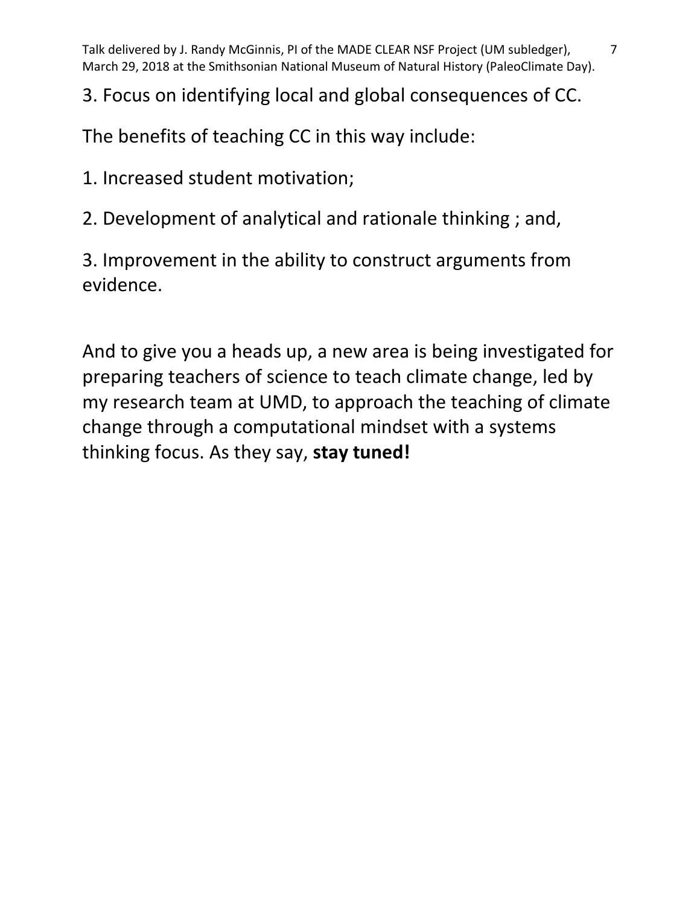3. Focus on identifying local and global consequences of CC.

The benefits of teaching CC in this way include:

1. Increased student motivation;

2. Development of analytical and rationale thinking ; and,

3. Improvement in the ability to construct arguments from evidence.

And to give you a heads up, a new area is being investigated for preparing teachers of science to teach climate change, led by my research team at UMD, to approach the teaching of climate change through a computational mindset with a systems thinking focus. As they say, **stay tuned!**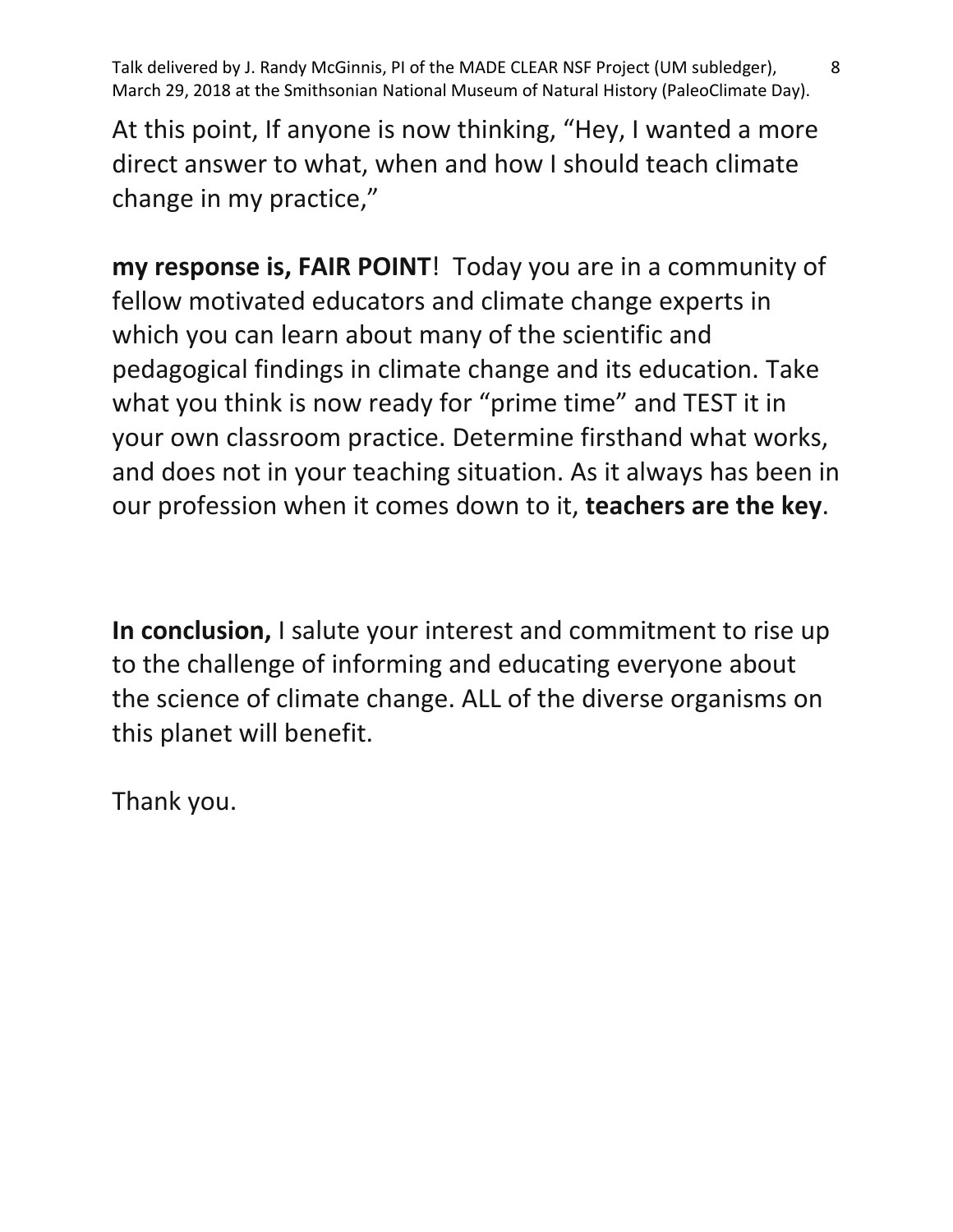At this point, If anyone is now thinking, “Hey, I wanted a more direct answer to what, when and how I should teach climate change in my practice,”

**my response is, FAIR POINT**! Today you are in a community of fellow motivated educators and climate change experts in which you can learn about many of the scientific and pedagogical findings in climate change and its education. Take what you think is now ready for “prime time” and TEST it in your own classroom practice. Determine firsthand what works, and does not in your teaching situation. As it always has been in our profession when it comes down to it, **teachers are the key**.

**In conclusion,** I salute your interest and commitment to rise up to the challenge of informing and educating everyone about the science of climate change. ALL of the diverse organisms on this planet will benefit.

Thank you.